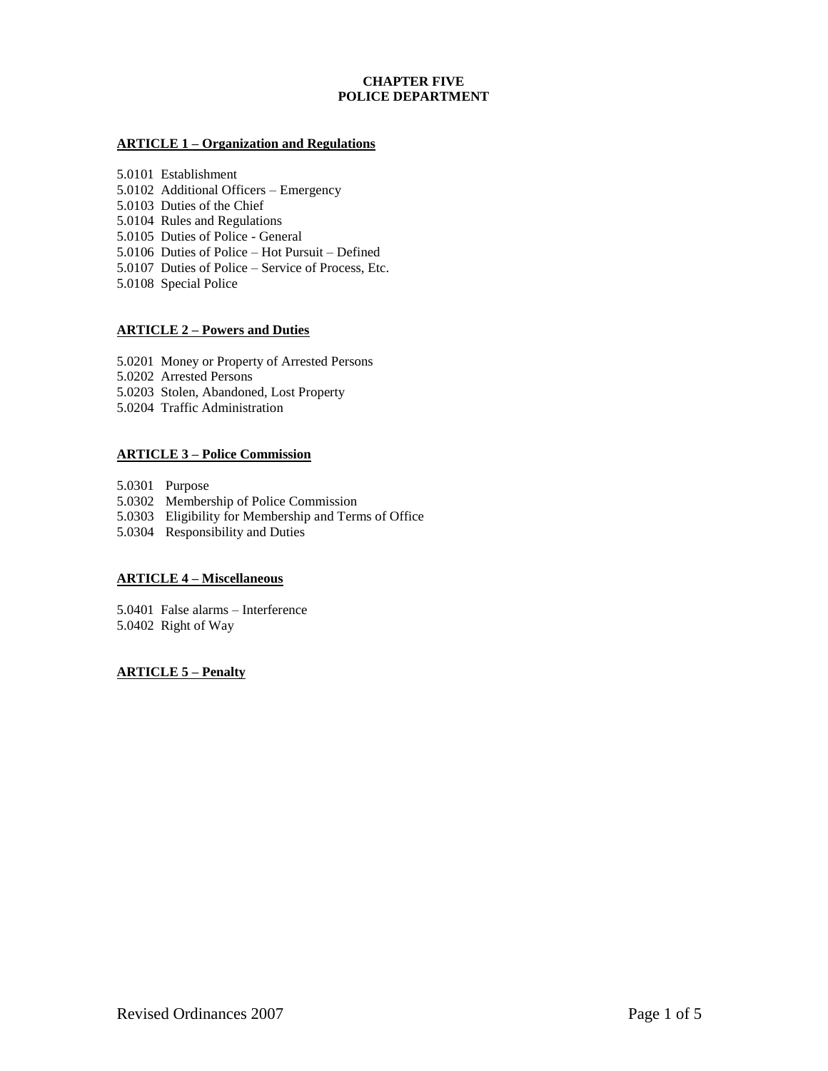# CHAPTER FIVE
# POLICE DEPARTMENT

## ARTICLE 1 – Organization and Regulations

5.0101 Establishment
5.0102 Additional Officers – Emergency
5.0103 Duties of the Chief
5.0104 Rules and Regulations
5.0105 Duties of Police - General
5.0106 Duties of Police – Hot Pursuit – Defined
5.0107 Duties of Police – Service of Process, Etc.
5.0108 Special Police

## ARTICLE 2 – Powers and Duties

5.0201 Money or Property of Arrested Persons
5.0202 Arrested Persons
5.0203 Stolen, Abandoned, Lost Property
5.0204 Traffic Administration

## ARTICLE 3 – Police Commission

5.0301 Purpose
5.0302 Membership of Police Commission
5.0303 Eligibility for Membership and Terms of Office
5.0304 Responsibility and Duties

## ARTICLE 4 – Miscellaneous

5.0401 False alarms – Interference
5.0402 Right of Way

## ARTICLE 5 – Penalty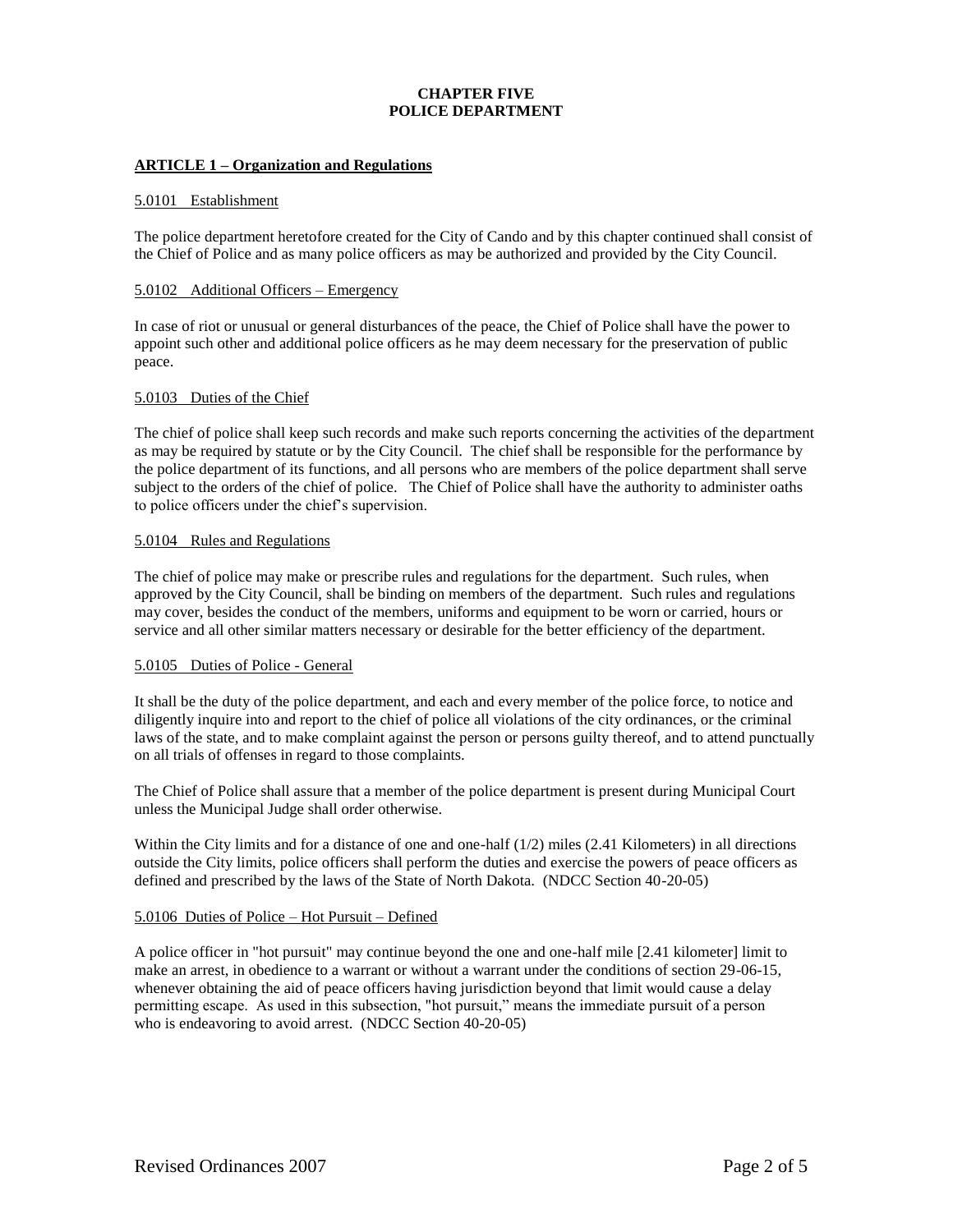# CHAPTER FIVE
# POLICE DEPARTMENT

## ARTICLE 1 – Organization and Regulations

### 5.0101 Establishment

The police department heretofore created for the City of Cando and by this chapter continued shall consist of the Chief of Police and as many police officers as may be authorized and provided by the City Council.

### 5.0102 Additional Officers – Emergency

In case of riot or unusual or general disturbances of the peace, the Chief of Police shall have the power to appoint such other and additional police officers as he may deem necessary for the preservation of public peace.

### 5.0103 Duties of the Chief

The chief of police shall keep such records and make such reports concerning the activities of the department as may be required by statute or by the City Council. The chief shall be responsible for the performance by the police department of its functions, and all persons who are members of the police department shall serve subject to the orders of the chief of police. The Chief of Police shall have the authority to administer oaths to police officers under the chief's supervision.

### 5.0104 Rules and Regulations

The chief of police may make or prescribe rules and regulations for the department. Such rules, when approved by the City Council, shall be binding on members of the department. Such rules and regulations may cover, besides the conduct of the members, uniforms and equipment to be worn or carried, hours or service and all other similar matters necessary or desirable for the better efficiency of the department.

### 5.0105 Duties of Police - General

It shall be the duty of the police department, and each and every member of the police force, to notice and diligently inquire into and report to the chief of police all violations of the city ordinances, or the criminal laws of the state, and to make complaint against the person or persons guilty thereof, and to attend punctually on all trials of offenses in regard to those complaints.

The Chief of Police shall assure that a member of the police department is present during Municipal Court unless the Municipal Judge shall order otherwise.

Within the City limits and for a distance of one and one-half (1/2) miles (2.41 Kilometers) in all directions outside the City limits, police officers shall perform the duties and exercise the powers of peace officers as defined and prescribed by the laws of the State of North Dakota. (NDCC Section 40-20-05)

### 5.0106 Duties of Police – Hot Pursuit – Defined

A police officer in "hot pursuit" may continue beyond the one and one-half mile [2.41 kilometer] limit to make an arrest, in obedience to a warrant or without a warrant under the conditions of section 29-06-15, whenever obtaining the aid of peace officers having jurisdiction beyond that limit would cause a delay permitting escape. As used in this subsection, "hot pursuit," means the immediate pursuit of a person who is endeavoring to avoid arrest. (NDCC Section 40-20-05)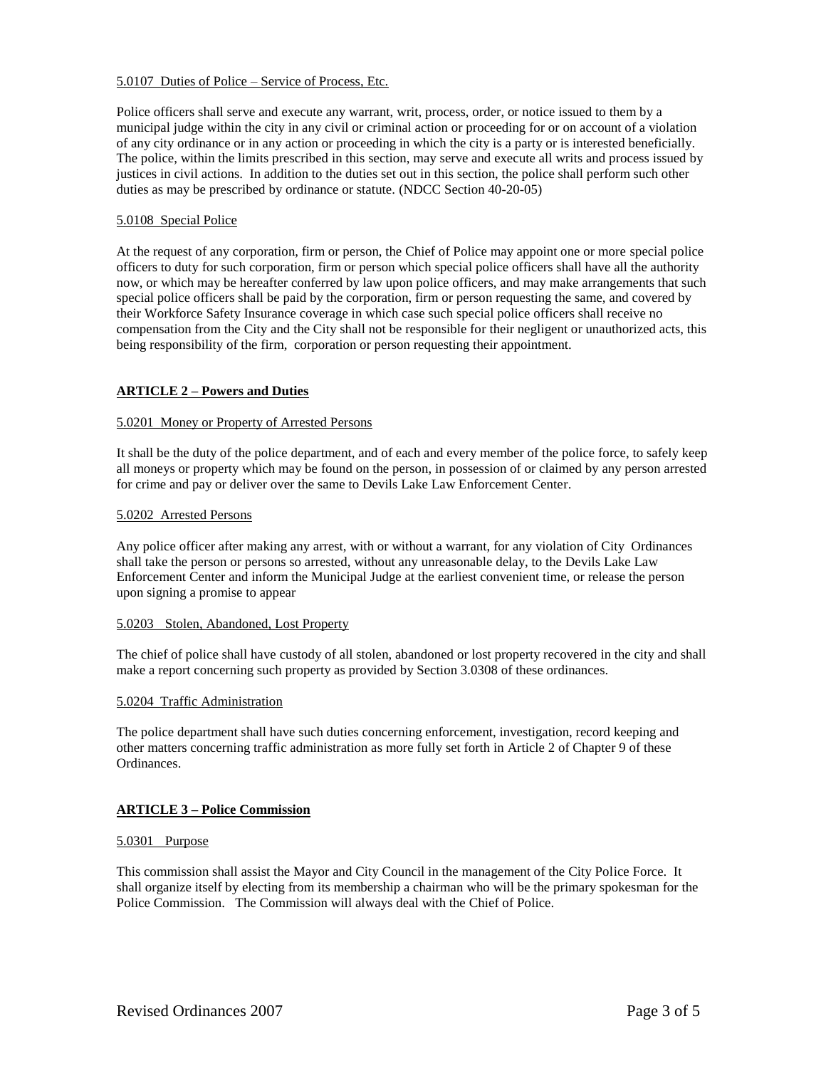5.0107 Duties of Police – Service of Process, Etc.

Police officers shall serve and execute any warrant, writ, process, order, or notice issued to them by a municipal judge within the city in any civil or criminal action or proceeding for or on account of a violation of any city ordinance or in any action or proceeding in which the city is a party or is interested beneficially. The police, within the limits prescribed in this section, may serve and execute all writs and process issued by justices in civil actions. In addition to the duties set out in this section, the police shall perform such other duties as may be prescribed by ordinance or statute. (NDCC Section 40-20-05)

5.0108 Special Police

At the request of any corporation, firm or person, the Chief of Police may appoint one or more special police officers to duty for such corporation, firm or person which special police officers shall have all the authority now, or which may be hereafter conferred by law upon police officers, and may make arrangements that such special police officers shall be paid by the corporation, firm or person requesting the same, and covered by their Workforce Safety Insurance coverage in which case such special police officers shall receive no compensation from the City and the City shall not be responsible for their negligent or unauthorized acts, this being responsibility of the firm, corporation or person requesting their appointment.

## ARTICLE 2 – Powers and Duties

5.0201 Money or Property of Arrested Persons

It shall be the duty of the police department, and of each and every member of the police force, to safely keep all moneys or property which may be found on the person, in possession of or claimed by any person arrested for crime and pay or deliver over the same to Devils Lake Law Enforcement Center.

5.0202 Arrested Persons

Any police officer after making any arrest, with or without a warrant, for any violation of City Ordinances shall take the person or persons so arrested, without any unreasonable delay, to the Devils Lake Law Enforcement Center and inform the Municipal Judge at the earliest convenient time, or release the person upon signing a promise to appear

5.0203 Stolen, Abandoned, Lost Property

The chief of police shall have custody of all stolen, abandoned or lost property recovered in the city and shall make a report concerning such property as provided by Section 3.0308 of these ordinances.

5.0204 Traffic Administration

The police department shall have such duties concerning enforcement, investigation, record keeping and other matters concerning traffic administration as more fully set forth in Article 2 of Chapter 9 of these Ordinances.

## ARTICLE 3 – Police Commission

5.0301 Purpose

This commission shall assist the Mayor and City Council in the management of the City Police Force. It shall organize itself by electing from its membership a chairman who will be the primary spokesman for the Police Commission. The Commission will always deal with the Chief of Police.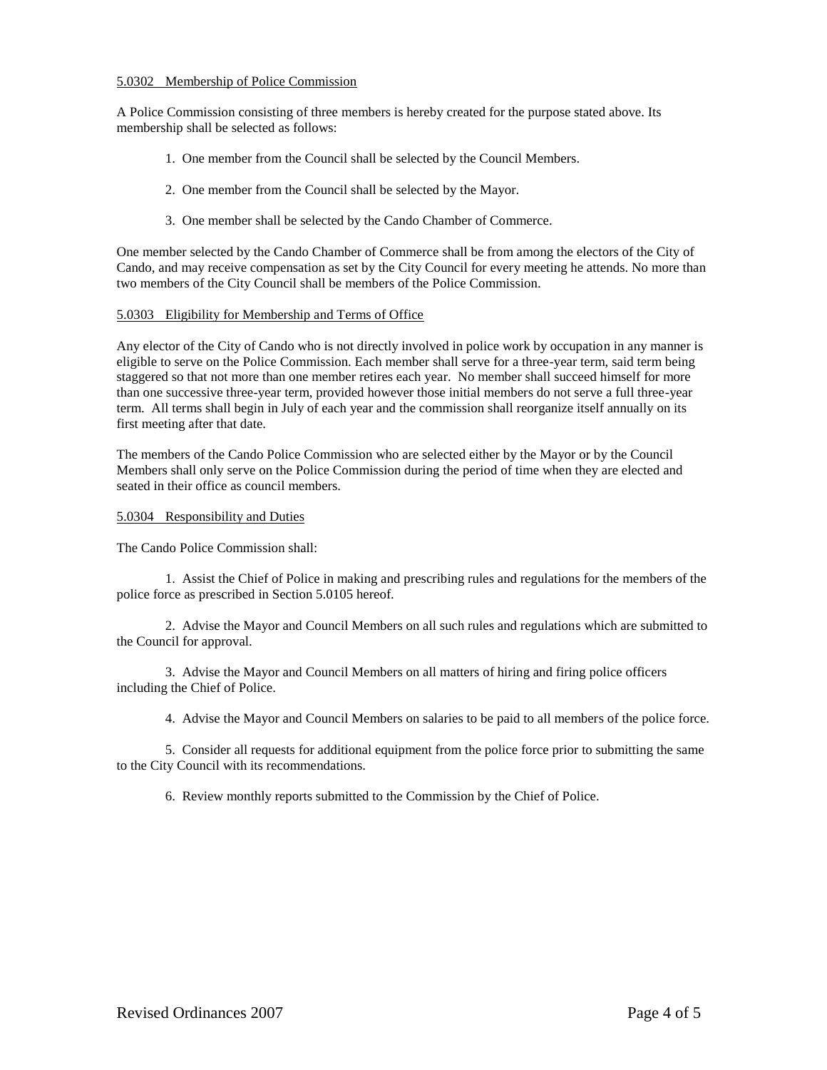5.0302 Membership of Police Commission

A Police Commission consisting of three members is hereby created for the purpose stated above. Its membership shall be selected as follows:

1. One member from the Council shall be selected by the Council Members.

2. One member from the Council shall be selected by the Mayor.

3. One member shall be selected by the Cando Chamber of Commerce.

One member selected by the Cando Chamber of Commerce shall be from among the electors of the City of Cando, and may receive compensation as set by the City Council for every meeting he attends. No more than two members of the City Council shall be members of the Police Commission.

5.0303 Eligibility for Membership and Terms of Office

Any elector of the City of Cando who is not directly involved in police work by occupation in any manner is eligible to serve on the Police Commission. Each member shall serve for a three-year term, said term being staggered so that not more than one member retires each year. No member shall succeed himself for more than one successive three-year term, provided however those initial members do not serve a full three-year term. All terms shall begin in July of each year and the commission shall reorganize itself annually on its first meeting after that date.

The members of the Cando Police Commission who are selected either by the Mayor or by the Council Members shall only serve on the Police Commission during the period of time when they are elected and seated in their office as council members.

5.0304 Responsibility and Duties

The Cando Police Commission shall:

1. Assist the Chief of Police in making and prescribing rules and regulations for the members of the police force as prescribed in Section 5.0105 hereof.

2. Advise the Mayor and Council Members on all such rules and regulations which are submitted to the Council for approval.

3. Advise the Mayor and Council Members on all matters of hiring and firing police officers including the Chief of Police.

4. Advise the Mayor and Council Members on salaries to be paid to all members of the police force.

5. Consider all requests for additional equipment from the police force prior to submitting the same to the City Council with its recommendations.

6. Review monthly reports submitted to the Commission by the Chief of Police.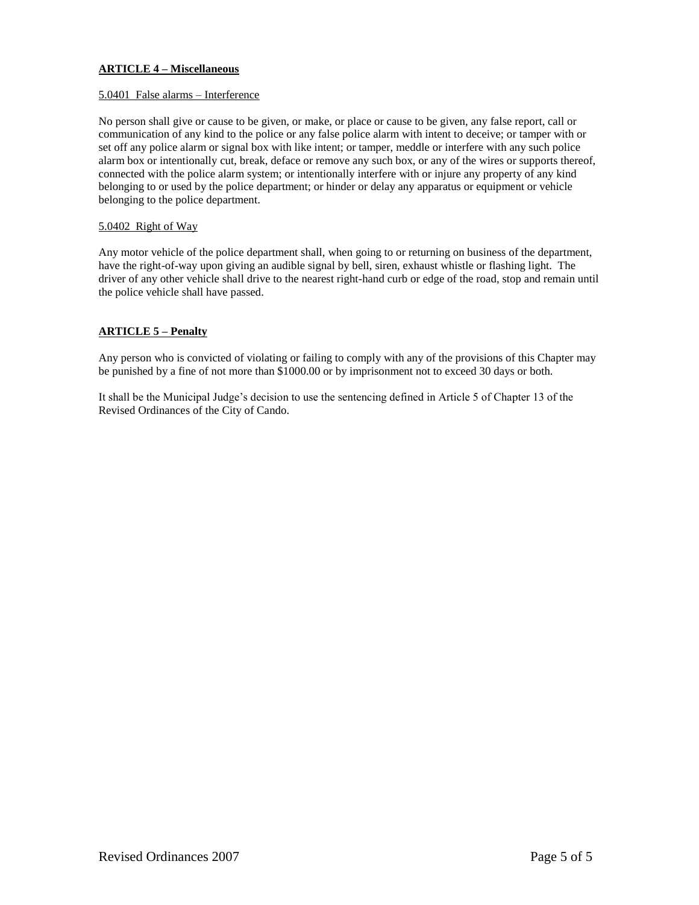## ARTICLE 4 – Miscellaneous

5.0401 False alarms – Interference

No person shall give or cause to be given, or make, or place or cause to be given, any false report, call or communication of any kind to the police or any false police alarm with intent to deceive; or tamper with or set off any police alarm or signal box with like intent; or tamper, meddle or interfere with any such police alarm box or intentionally cut, break, deface or remove any such box, or any of the wires or supports thereof, connected with the police alarm system; or intentionally interfere with or injure any property of any kind belonging to or used by the police department; or hinder or delay any apparatus or equipment or vehicle belonging to the police department.

5.0402 Right of Way

Any motor vehicle of the police department shall, when going to or returning on business of the department, have the right-of-way upon giving an audible signal by bell, siren, exhaust whistle or flashing light. The driver of any other vehicle shall drive to the nearest right-hand curb or edge of the road, stop and remain until the police vehicle shall have passed.

## ARTICLE 5 – Penalty

Any person who is convicted of violating or failing to comply with any of the provisions of this Chapter may be punished by a fine of not more than $1000.00 or by imprisonment not to exceed 30 days or both.

It shall be the Municipal Judge's decision to use the sentencing defined in Article 5 of Chapter 13 of the Revised Ordinances of the City of Cando.